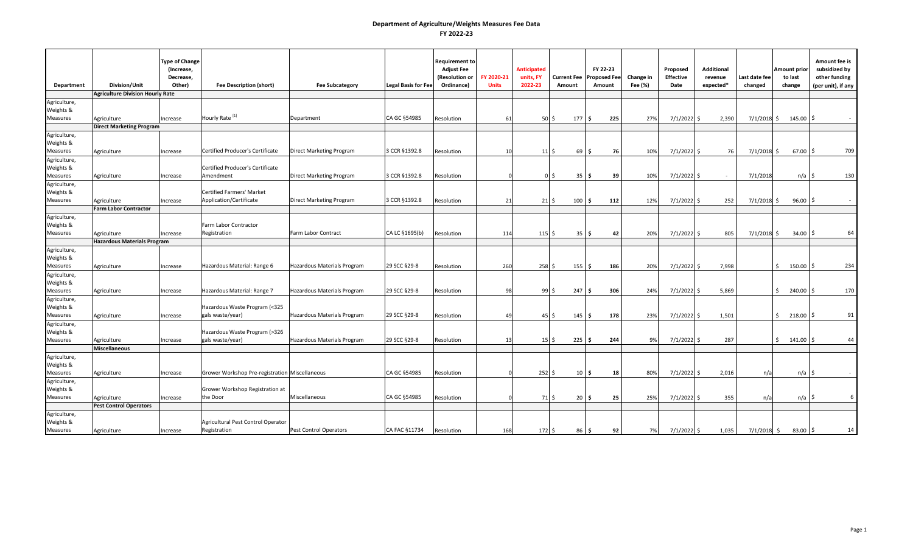## Department of Agriculture/Weights Measures Fee Data
## FY 2022-23

| Department | Division/Unit | Type of Change (Increase, Decrease, Other) | Fee Description (short) | Fee Subcategory | Legal Basis for Fee | Requirement to Adjust Fee (Resolution or Ordinance) | FY 2020-21 Units | Anticipated units, FY 2022-23 | Current Fee Amount | FY 22-23 Proposed Fee Amount | Change in Fee (%) | Proposed Effective Date | Additional revenue expected* | Last date fee changed | Amount prior to last change | Amount fee is subsidized by other funding (per unit), if any |
|---|---|---|---|---|---|---|---|---|---|---|---|---|---|---|---|---|
| | **Agriculture Division Hourly Rate** | | | | | | | | | | | | | | | |
| Agriculture, Weights & Measures | Agriculture | Increase | Hourly Rate [1] | Department | CA GC §54985 | Resolution | 61 | 50 | $ 177 | **$ 225** | 27% | 7/1/2022 | $ 2,390 | 7/1/2018 | $ 145.00 | $ - |
| | **Direct Marketing Program** | | | | | | | | | | | | | | | |
| Agriculture, Weights & Measures | Agriculture | Increase | Certified Producer's Certificate | Direct Marketing Program | 3 CCR §1392.8 | Resolution | 10 | 11 | $ 69 | **$ 76** | 10% | 7/1/2022 | $ 76 | 7/1/2018 | $ 67.00 | $ 709 |
| Agriculture, Weights & Measures | Agriculture | Increase | Certified Producer's Certificate Amendment | Direct Marketing Program | 3 CCR §1392.8 | Resolution | 0 | 0 | $ 35 | **$ 39** | 10% | 7/1/2022 | $ - | 7/1/2018 | n/a | $ 130 |
| Agriculture, Weights & Measures | Agriculture | Increase | Certified Farmers' Market Application/Certificate | Direct Marketing Program | 3 CCR §1392.8 | Resolution | 21 | 21 | $ 100 | **$ 112** | 12% | 7/1/2022 | $ 252 | 7/1/2018 | $ 96.00 | $ - |
| | **Farm Labor Contractor** | | | | | | | | | | | | | | | |
| Agriculture, Weights & Measures | Agriculture | Increase | Farm Labor Contractor Registration | Farm Labor Contract | CA LC §1695(b) | Resolution | 114 | 115 | $ 35 | **$ 42** | 20% | 7/1/2022 | $ 805 | 7/1/2018 | $ 34.00 | $ 64 |
| | **Hazardous Materials Program** | | | | | | | | | | | | | | | |
| Agriculture, Weights & Measures | Agriculture | Increase | Hazardous Material: Range 6 | Hazardous Materials Program | 29 SCC §29-8 | Resolution | 260 | 258 | $ 155 | **$ 186** | 20% | 7/1/2022 | $ 7,998 | | $ 150.00 | $ 234 |
| Agriculture, Weights & Measures | Agriculture | Increase | Hazardous Material: Range 7 | Hazardous Materials Program | 29 SCC §29-8 | Resolution | 98 | 99 | $ 247 | **$ 306** | 24% | 7/1/2022 | $ 5,869 | | $ 240.00 | $ 170 |
| Agriculture, Weights & Measures | Agriculture | Increase | Hazardous Waste Program (<325 gals waste/year) | Hazardous Materials Program | 29 SCC §29-8 | Resolution | 49 | 45 | $ 145 | **$ 178** | 23% | 7/1/2022 | $ 1,501 | | $ 218.00 | $ 91 |
| Agriculture, Weights & Measures | Agriculture | Increase | Hazardous Waste Program (>326 gals waste/year) | Hazardous Materials Program | 29 SCC §29-8 | Resolution | 13 | 15 | $ 225 | **$ 244** | 9% | 7/1/2022 | $ 287 | | $ 141.00 | $ 44 |
| | **Miscellaneous** | | | | | | | | | | | | | | | |
| Agriculture, Weights & Measures | Agriculture | Increase | Grower Workshop Pre-registration | Miscellaneous | CA GC §54985 | Resolution | 0 | 252 | $ 10 | **$ 18** | 80% | 7/1/2022 | $ 2,016 | n/a | n/a | $ - |
| Agriculture, Weights & Measures | Agriculture | Increase | Grower Workshop Registration at the Door | Miscellaneous | CA GC §54985 | Resolution | 0 | 71 | $ 20 | **$ 25** | 25% | 7/1/2022 | $ 355 | n/a | n/a | $ 6 |
| | **Pest Control Operators** | | | | | | | | | | | | | | | |
| Agriculture, Weights & Measures | Agriculture | Increase | Agricultural Pest Control Operator Registration | Pest Control Operators | CA FAC §11734 | Resolution | 168 | 172 | $ 86 | **$ 92** | 7% | 7/1/2022 | $ 1,035 | 7/1/2018 | $ 83.00 | $ 14 |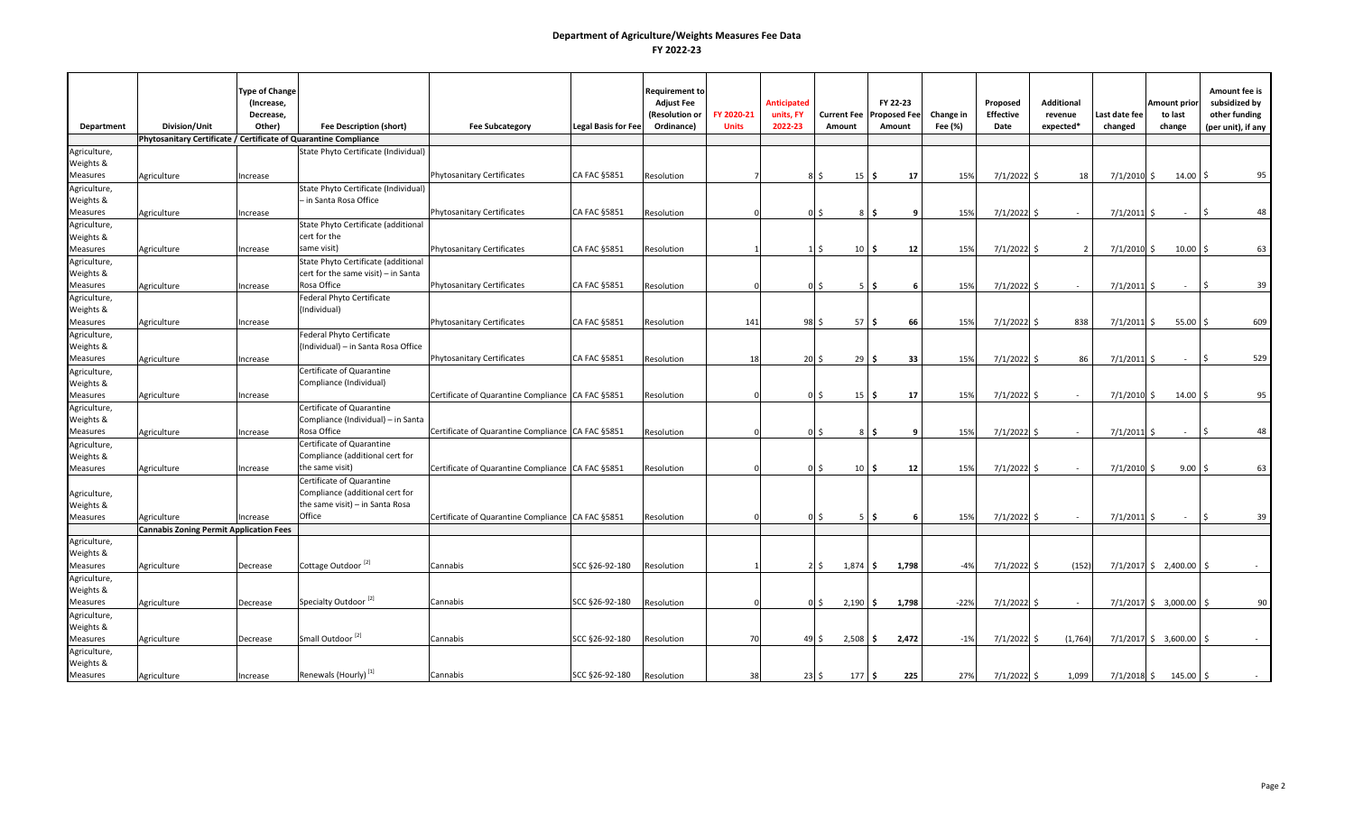## Department of Agriculture/Weights Measures Fee Data

## FY 2022-23

| Department | Division/Unit | Type of Change (Increase, Decrease, Other) | Fee Description (short) | Fee Subcategory | Legal Basis for Fee | Requirement to Adjust Fee (Resolution or Ordinance) | FY 2020-21 Units | Anticipated units, FY 2022-23 | Current Fee Amount | FY 22-23 Proposed Fee Amount | Change in Fee (%) | Proposed Effective Date | Additional revenue expected* | Last date fee changed | Amount prior to last change | Amount fee is subsidized by other funding (per unit), if any |
|---|---|---|---|---|---|---|---|---|---|---|---|---|---|---|---|---|
| | Phytosanitary Certificate / Certificate of Quarantine Compliance | | | | | | | | | | | | | | | |
| Agriculture, Weights & Measures | Agriculture | Increase | State Phyto Certificate (Individual) | Phytosanitary Certificates | CA FAC §5851 | Resolution | 7 | 8 | $ 15 | $ 17 | 15% | 7/1/2022 | $ 18 | 7/1/2010 | $ 14.00 | $ 95 |
| Agriculture, Weights & Measures | Agriculture | Increase | State Phyto Certificate (Individual) – in Santa Rosa Office | Phytosanitary Certificates | CA FAC §5851 | Resolution | 0 | 0 | $ 8 | $ 9 | 15% | 7/1/2022 | $ - | 7/1/2011 | $ - | $ 48 |
| Agriculture, Weights & Measures | Agriculture | Increase | State Phyto Certificate (additional cert for the same visit) | Phytosanitary Certificates | CA FAC §5851 | Resolution | 1 | 1 | $ 10 | $ 12 | 15% | 7/1/2022 | $ 2 | 7/1/2010 | $ 10.00 | $ 63 |
| Agriculture, Weights & Measures | Agriculture | Increase | State Phyto Certificate (additional cert for the same visit) – in Santa Rosa Office | Phytosanitary Certificates | CA FAC §5851 | Resolution | 0 | 0 | $ 5 | $ 6 | 15% | 7/1/2022 | $ - | 7/1/2011 | $ - | $ 39 |
| Agriculture, Weights & Measures | Agriculture | Increase | Federal Phyto Certificate (Individual) | Phytosanitary Certificates | CA FAC §5851 | Resolution | 141 | 98 | $ 57 | $ 66 | 15% | 7/1/2022 | $ 838 | 7/1/2011 | $ 55.00 | $ 609 |
| Agriculture, Weights & Measures | Agriculture | Increase | Federal Phyto Certificate (Individual) – in Santa Rosa Office | Phytosanitary Certificates | CA FAC §5851 | Resolution | 18 | 20 | $ 29 | $ 33 | 15% | 7/1/2022 | $ 86 | 7/1/2011 | $ - | $ 529 |
| Agriculture, Weights & Measures | Agriculture | Increase | Certificate of Quarantine Compliance (Individual) | Certificate of Quarantine Compliance | CA FAC §5851 | Resolution | 0 | 0 | $ 15 | $ 17 | 15% | 7/1/2022 | $ - | 7/1/2010 | $ 14.00 | $ 95 |
| Agriculture, Weights & Measures | Agriculture | Increase | Certificate of Quarantine Compliance (Individual) – in Santa Rosa Office | Certificate of Quarantine Compliance | CA FAC §5851 | Resolution | 0 | 0 | $ 8 | $ 9 | 15% | 7/1/2022 | $ - | 7/1/2011 | $ - | $ 48 |
| Agriculture, Weights & Measures | Agriculture | Increase | Certificate of Quarantine Compliance (additional cert for the same visit) | Certificate of Quarantine Compliance | CA FAC §5851 | Resolution | 0 | 0 | $ 10 | $ 12 | 15% | 7/1/2022 | $ - | 7/1/2010 | $ 9.00 | $ 63 |
| Agriculture, Weights & Measures | Agriculture | Increase | Certificate of Quarantine Compliance (additional cert for the same visit) – in Santa Rosa Office | Certificate of Quarantine Compliance | CA FAC §5851 | Resolution | 0 | 0 | $ 5 | $ 6 | 15% | 7/1/2022 | $ - | 7/1/2011 | $ - | $ 39 |
| | Cannabis Zoning Permit Application Fees | | | | | | | | | | | | | | | |
| Agriculture, Weights & Measures | Agriculture | Decrease | Cottage Outdoor [2] | Cannabis | SCC §26-92-180 | Resolution | 1 | 2 | $ 1,874 | $ 1,798 | -4% | 7/1/2022 | $ (152) | 7/1/2017 | $ 2,400.00 | $ - |
| Agriculture, Weights & Measures | Agriculture | Decrease | Specialty Outdoor [2] | Cannabis | SCC §26-92-180 | Resolution | 0 | 0 | $ 2,190 | $ 1,798 | -22% | 7/1/2022 | $ - | 7/1/2017 | $ 3,000.00 | $ 90 |
| Agriculture, Weights & Measures | Agriculture | Decrease | Small Outdoor [2] | Cannabis | SCC §26-92-180 | Resolution | 70 | 49 | $ 2,508 | $ 2,472 | -1% | 7/1/2022 | $ (1,764) | 7/1/2017 | $ 3,600.00 | $ - |
| Agriculture, Weights & Measures | Agriculture | Increase | Renewals (Hourly) [1] | Cannabis | SCC §26-92-180 | Resolution | 38 | 23 | $ 177 | $ 225 | 27% | 7/1/2022 | $ 1,099 | 7/1/2018 | $ 145.00 | $ - |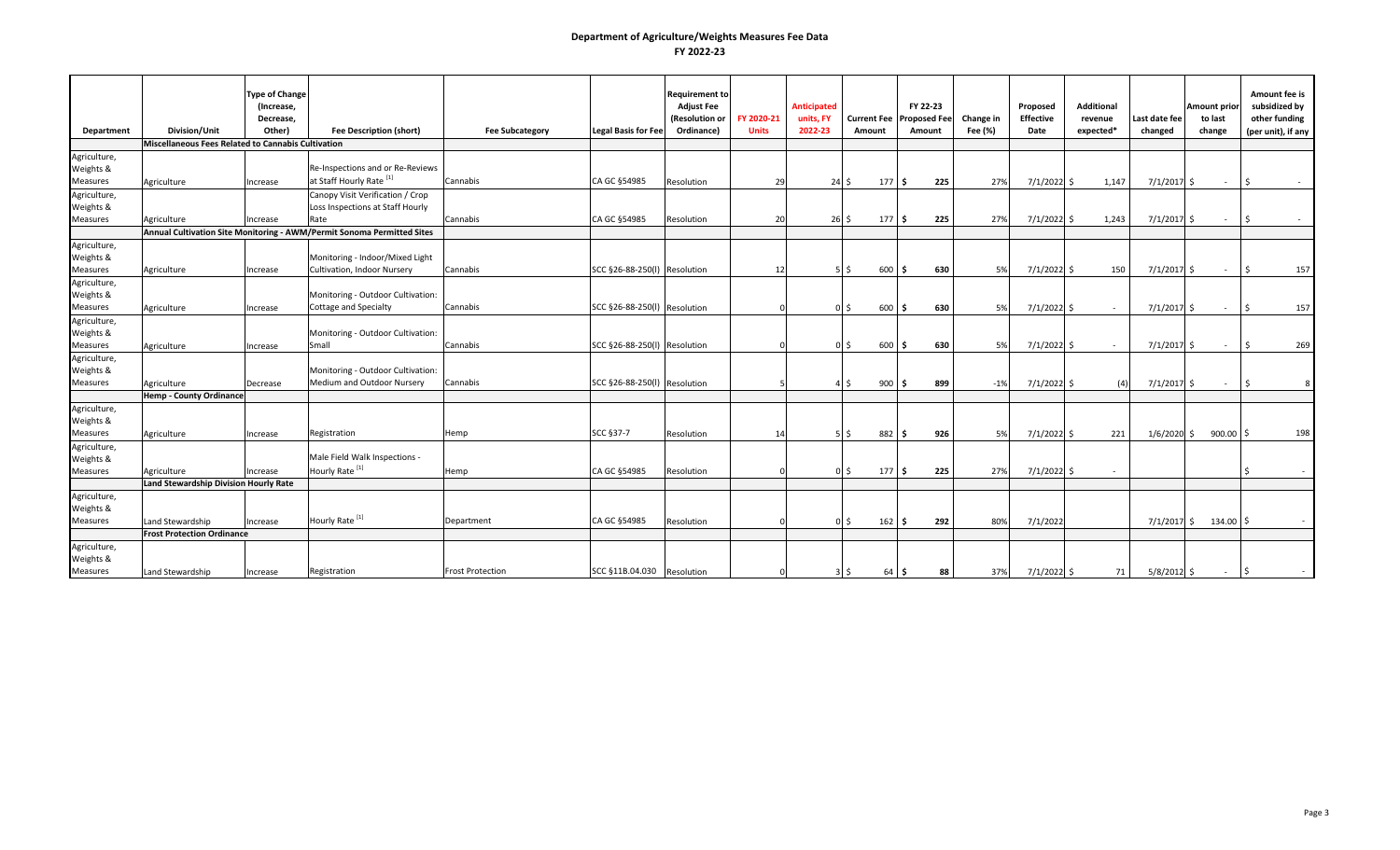**Department of Agriculture/Weights Measures Fee Data**
**FY 2022-23**

| Department | Division/Unit | Type of Change (Increase, Decrease, Other) | Fee Description (short) | Fee Subcategory | Legal Basis for Fee | Requirement to Adjust Fee (Resolution or Ordinance) | FY 2020-21 Units | Anticipated units, FY 2022-23 | Current Fee Amount | FY 22-23 Proposed Fee Amount | Change in Fee (%) | Proposed Effective Date | Additional revenue expected* | Last date fee changed | Amount prior to last change | Amount fee is subsidized by other funding (per unit), if any |
|---|---|---|---|---|---|---|---|---|---|---|---|---|---|---|---|---|
| | **Miscellaneous Fees Related to Cannabis Cultivation** | | | | | | | | | | | | | | | |
| Agriculture, Weights & Measures | Agriculture | Increase | Re-Inspections and or Re-Reviews at Staff Hourly Rate [1] | Cannabis | CA GC §54985 | Resolution | 29 | 24 | $ 177 | **$ 225** | 27% | 7/1/2022 | $ 1,147 | 7/1/2017 | $ - | $ - |
| Agriculture, Weights & Measures | Agriculture | Increase | Canopy Visit Verification / Crop Loss Inspections at Staff Hourly Rate | Cannabis | CA GC §54985 | Resolution | 20 | 26 | $ 177 | **$ 225** | 27% | 7/1/2022 | $ 1,243 | 7/1/2017 | $ - | $ - |
| | **Annual Cultivation Site Monitoring - AWM/Permit Sonoma Permitted Sites** | | | | | | | | | | | | | | | |
| Agriculture, Weights & Measures | Agriculture | Increase | Monitoring - Indoor/Mixed Light Cultivation, Indoor Nursery | Cannabis | SCC §26-88-250(l) | Resolution | 12 | 5 | $ 600 | **$ 630** | 5% | 7/1/2022 | $ 150 | 7/1/2017 | $ - | $ 157 |
| Agriculture, Weights & Measures | Agriculture | Increase | Monitoring - Outdoor Cultivation: Cottage and Specialty | Cannabis | SCC §26-88-250(l) | Resolution | 0 | 0 | $ 600 | **$ 630** | 5% | 7/1/2022 | $ - | 7/1/2017 | $ - | $ 157 |
| Agriculture, Weights & Measures | Agriculture | Increase | Monitoring - Outdoor Cultivation: Small | Cannabis | SCC §26-88-250(l) | Resolution | 0 | 0 | $ 600 | **$ 630** | 5% | 7/1/2022 | $ - | 7/1/2017 | $ - | $ 269 |
| Agriculture, Weights & Measures | Agriculture | Decrease | Monitoring - Outdoor Cultivation: Medium and Outdoor Nursery | Cannabis | SCC §26-88-250(l) | Resolution | 5 | 4 | $ 900 | **$ 899** | -1% | 7/1/2022 | $ (4) | 7/1/2017 | $ - | $ 8 |
| | **Hemp - County Ordinance** | | | | | | | | | | | | | | | |
| Agriculture, Weights & Measures | Agriculture | Increase | Registration | Hemp | SCC §37-7 | Resolution | 14 | 5 | $ 882 | **$ 926** | 5% | 7/1/2022 | $ 221 | 1/6/2020 | $ 900.00 | $ 198 |
| Agriculture, Weights & Measures | Agriculture | Increase | Male Field Walk Inspections - Hourly Rate [1] | Hemp | CA GC §54985 | Resolution | 0 | 0 | $ 177 | **$ 225** | 27% | 7/1/2022 | $ - | | | $ - |
| | **Land Stewardship Division Hourly Rate** | | | | | | | | | | | | | | | |
| Agriculture, Weights & Measures | Land Stewardship | Increase | Hourly Rate [1] | Department | CA GC §54985 | Resolution | 0 | 0 | $ 162 | **$ 292** | 80% | 7/1/2022 | | 7/1/2017 | $ 134.00 | $ - |
| | **Frost Protection Ordinance** | | | | | | | | | | | | | | | |
| Agriculture, Weights & Measures | Land Stewardship | Increase | Registration | Frost Protection | SCC §11B.04.030 | Resolution | 0 | 3 | $ 64 | **$ 88** | 37% | 7/1/2022 | $ 71 | 5/8/2012 | $ - | $ - |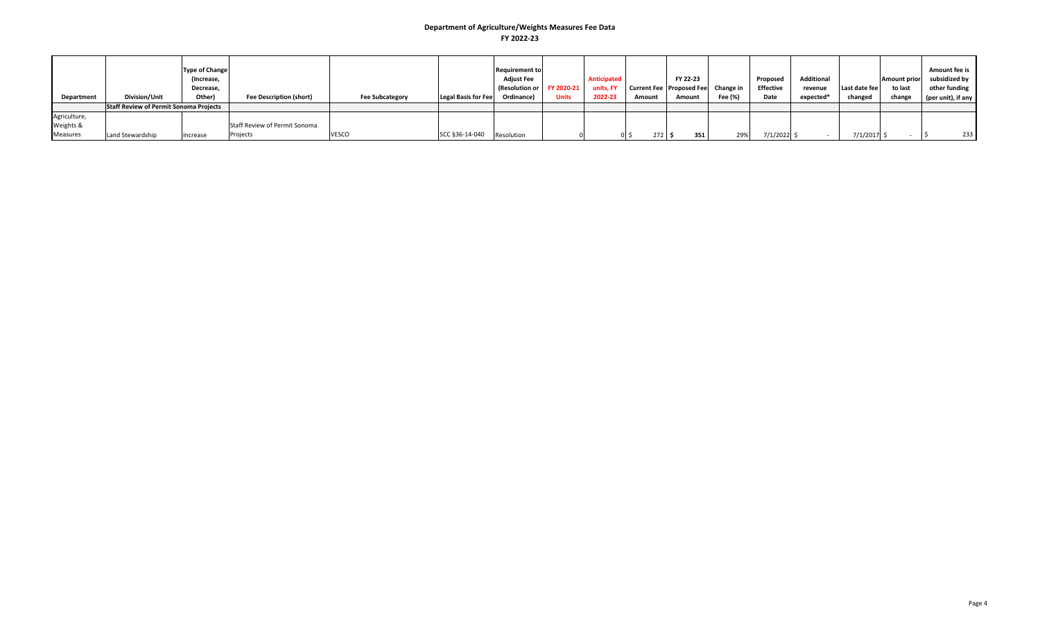## Department of Agriculture/Weights Measures Fee Data
## FY 2022-23

| Department | Division/Unit | Type of Change (Increase, Decrease, Other) | Fee Description (short) | Fee Subcategory | Legal Basis for Fee | Requirement to Adjust Fee (Resolution or Ordinance) | FY 2020-21 Units | Anticipated units, FY 2022-23 | Current Fee Amount | FY 22-23 Proposed Fee Amount | Change in Fee (%) | Proposed Effective Date | Additional revenue expected* | Last date fee changed | Amount prior to last change | Amount fee is subsidized by other funding (per unit), if any |
|---|---|---|---|---|---|---|---|---|---|---|---|---|---|---|---|---|
| | **Staff Review of Permit Sonoma Projects** | | | | | | | | | | | | | | | |
| Agriculture, Weights & Measures | Land Stewardship | Increase | Staff Review of Permit Sonoma Projects | VESCO | SCC §36-14-040 | Resolution | 0 | 0 | $ 272 | **$ 351** | 29% | 7/1/2022 | $ - | 7/1/2017 | $ - | $ 233 |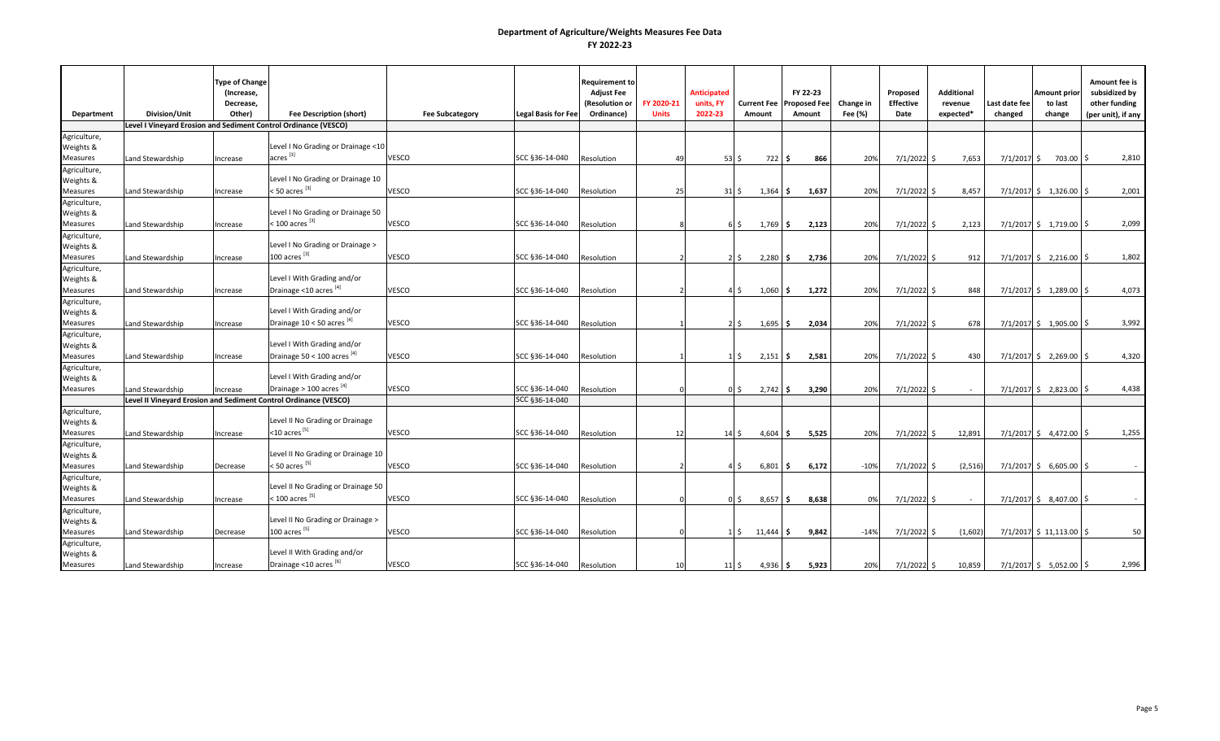# Department of Agriculture/Weights Measures Fee Data

## FY 2022-23

| Department | Division/Unit | Type of Change (Increase, Decrease, Other) | Fee Description (short) | Fee Subcategory | Legal Basis for Fee | Requirement to Adjust Fee (Resolution or Ordinance) | FY 2020-21 Units | Anticipated units, FY 2022-23 | Current Fee Amount | FY 22-23 Proposed Fee Amount | Change in Fee (%) | Proposed Effective Date | Additional revenue expected* | Last date fee changed | Amount prior to last change | Amount fee is subsidized by other funding (per unit), if any |
|---|---|---|---|---|---|---|---|---|---|---|---|---|---|---|---|---|
| Level I Vineyard Erosion and Sediment Control Ordinance (VESCO) | | | | | | | | | | | | | | | | |
| Agriculture, Weights & Measures | Land Stewardship | Increase | Level I No Grading or Drainage <10 acres [3] | VESCO | SCC §36-14-040 | Resolution | 49 | 53 | $ 722 | $ 866 | 20% | 7/1/2022 | $ 7,653 | 7/1/2017 | $ 703.00 | $ 2,810 |
| Agriculture, Weights & Measures | Land Stewardship | Increase | Level I No Grading or Drainage 10 < 50 acres [3] | VESCO | SCC §36-14-040 | Resolution | 25 | 31 | $ 1,364 | $ 1,637 | 20% | 7/1/2022 | $ 8,457 | 7/1/2017 | $ 1,326.00 | $ 2,001 |
| Agriculture, Weights & Measures | Land Stewardship | Increase | Level I No Grading or Drainage 50 < 100 acres [3] | VESCO | SCC §36-14-040 | Resolution | 8 | 6 | $ 1,769 | $ 2,123 | 20% | 7/1/2022 | $ 2,123 | 7/1/2017 | $ 1,719.00 | $ 2,099 |
| Agriculture, Weights & Measures | Land Stewardship | Increase | Level I No Grading or Drainage > 100 acres [3] | VESCO | SCC §36-14-040 | Resolution | 2 | 2 | $ 2,280 | $ 2,736 | 20% | 7/1/2022 | $ 912 | 7/1/2017 | $ 2,216.00 | $ 1,802 |
| Agriculture, Weights & Measures | Land Stewardship | Increase | Level I With Grading and/or Drainage <10 acres [4] | VESCO | SCC §36-14-040 | Resolution | 2 | 4 | $ 1,060 | $ 1,272 | 20% | 7/1/2022 | $ 848 | 7/1/2017 | $ 1,289.00 | $ 4,073 |
| Agriculture, Weights & Measures | Land Stewardship | Increase | Level I With Grading and/or Drainage 10 < 50 acres [4] | VESCO | SCC §36-14-040 | Resolution | 1 | 2 | $ 1,695 | $ 2,034 | 20% | 7/1/2022 | $ 678 | 7/1/2017 | $ 1,905.00 | $ 3,992 |
| Agriculture, Weights & Measures | Land Stewardship | Increase | Level I With Grading and/or Drainage 50 < 100 acres [4] | VESCO | SCC §36-14-040 | Resolution | 1 | 1 | $ 2,151 | $ 2,581 | 20% | 7/1/2022 | $ 430 | 7/1/2017 | $ 2,269.00 | $ 4,320 |
| Agriculture, Weights & Measures | Land Stewardship | Increase | Level I With Grading and/or Drainage > 100 acres [4] | VESCO | SCC §36-14-040 | Resolution | 0 | 0 | $ 2,742 | $ 3,290 | 20% | 7/1/2022 | $ - | 7/1/2017 | $ 2,823.00 | $ 4,438 |
| Level II Vineyard Erosion and Sediment Control Ordinance (VESCO) | | | | | SCC §36-14-040 | | | | | | | | | | | |
| Agriculture, Weights & Measures | Land Stewardship | Increase | Level II No Grading or Drainage <10 acres [5] | VESCO | SCC §36-14-040 | Resolution | 12 | 14 | $ 4,604 | $ 5,525 | 20% | 7/1/2022 | $ 12,891 | 7/1/2017 | $ 4,472.00 | $ 1,255 |
| Agriculture, Weights & Measures | Land Stewardship | Decrease | Level II No Grading or Drainage 10 < 50 acres [5] | VESCO | SCC §36-14-040 | Resolution | 2 | 4 | $ 6,801 | $ 6,172 | -10% | 7/1/2022 | $ (2,516) | 7/1/2017 | $ 6,605.00 | $ - |
| Agriculture, Weights & Measures | Land Stewardship | Increase | Level II No Grading or Drainage 50 < 100 acres [5] | VESCO | SCC §36-14-040 | Resolution | 0 | 0 | $ 8,657 | $ 8,638 | 0% | 7/1/2022 | $ - | 7/1/2017 | $ 8,407.00 | $ - |
| Agriculture, Weights & Measures | Land Stewardship | Decrease | Level II No Grading or Drainage > 100 acres [5] | VESCO | SCC §36-14-040 | Resolution | 0 | 1 | $ 11,444 | $ 9,842 | -14% | 7/1/2022 | $ (1,602) | 7/1/2017 | $ 11,113.00 | $ 50 |
| Agriculture, Weights & Measures | Land Stewardship | Increase | Level II With Grading and/or Drainage <10 acres [6] | VESCO | SCC §36-14-040 | Resolution | 10 | 11 | $ 4,936 | $ 5,923 | 20% | 7/1/2022 | $ 10,859 | 7/1/2017 | $ 5,052.00 | $ 2,996 |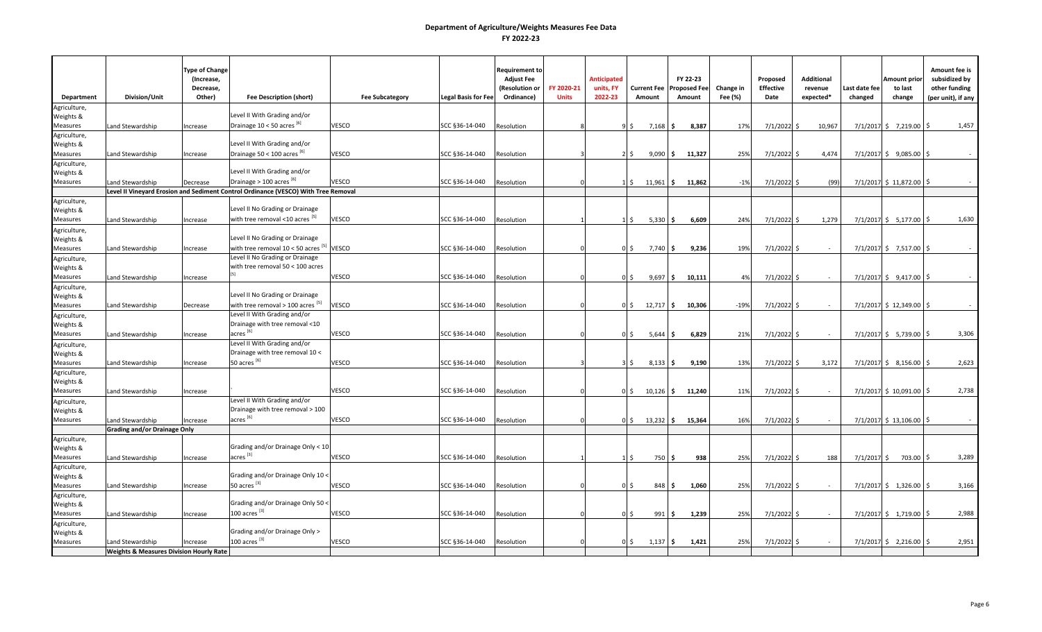# Department of Agriculture/Weights Measures Fee Data

## FY 2022-23

| Department | Division/Unit | Type of Change (Increase, Decrease, Other) | Fee Description (short) | Fee Subcategory | Legal Basis for Fee | Requirement to Adjust Fee (Resolution or Ordinance) | FY 2020-21 Units | Anticipated units, FY 2022-23 | Current Fee Amount | FY 22-23 Proposed Fee Amount | Change in Fee (%) | Proposed Effective Date | Additional revenue expected* | Last date fee changed | Amount prior to last change | Amount fee is subsidized by other funding (per unit), if any |
|---|---|---|---|---|---|---|---|---|---|---|---|---|---|---|---|---|
| Agriculture, Weights & Measures | Land Stewardship | Increase | Level II With Grading and/or Drainage 10 < 50 acres [6] | VESCO | SCC §36-14-040 | Resolution | 8 | 9 | $ 7,168 | $ 8,387 | 17% | 7/1/2022 | $ 10,967 | 7/1/2017 | $ 7,219.00 | $ 1,457 |
| Agriculture, Weights & Measures | Land Stewardship | Increase | Level II With Grading and/or Drainage 50 < 100 acres [6] | VESCO | SCC §36-14-040 | Resolution | 3 | 2 | $ 9,090 | $ 11,327 | 25% | 7/1/2022 | $ 4,474 | 7/1/2017 | $ 9,085.00 | $ - |
| Agriculture, Weights & Measures | Land Stewardship | Decrease | Level II With Grading and/or Drainage > 100 acres [6] | VESCO | SCC §36-14-040 | Resolution | 0 | 1 | $ 11,961 | $ 11,862 | -1% | 7/1/2022 | $ (99) | 7/1/2017 | $ 11,872.00 | $ - |
| | Level II Vineyard Erosion and Sediment Control Ordinance (VESCO) With Tree Removal | | | | | | | | | | | | | | | |
| Agriculture, Weights & Measures | Land Stewardship | Increase | Level II No Grading or Drainage with tree removal <10 acres [5] | VESCO | SCC §36-14-040 | Resolution | 1 | 1 | $ 5,330 | $ 6,609 | 24% | 7/1/2022 | $ 1,279 | 7/1/2017 | $ 5,177.00 | $ 1,630 |
| Agriculture, Weights & Measures | Land Stewardship | Increase | Level II No Grading or Drainage with tree removal 10 < 50 acres [5] | VESCO | SCC §36-14-040 | Resolution | 0 | 0 | $ 7,740 | $ 9,236 | 19% | 7/1/2022 | $ - | 7/1/2017 | $ 7,517.00 | $ - |
| Agriculture, Weights & Measures | Land Stewardship | Increase | Level II No Grading or Drainage with tree removal 50 < 100 acres [5] | VESCO | SCC §36-14-040 | Resolution | 0 | 0 | $ 9,697 | $ 10,111 | 4% | 7/1/2022 | $ - | 7/1/2017 | $ 9,417.00 | $ - |
| Agriculture, Weights & Measures | Land Stewardship | Decrease | Level II No Grading or Drainage with tree removal > 100 acres [5] | VESCO | SCC §36-14-040 | Resolution | 0 | 0 | $ 12,717 | $ 10,306 | -19% | 7/1/2022 | $ - | 7/1/2017 | $ 12,349.00 | $ - |
| Agriculture, Weights & Measures | Land Stewardship | Increase | Level II With Grading and/or Drainage with tree removal <10 acres [6] | VESCO | SCC §36-14-040 | Resolution | 0 | 0 | $ 5,644 | $ 6,829 | 21% | 7/1/2022 | $ - | 7/1/2017 | $ 5,739.00 | $ 3,306 |
| Agriculture, Weights & Measures | Land Stewardship | Increase | Level II With Grading and/or Drainage with tree removal 10 < 50 acres [6] | VESCO | SCC §36-14-040 | Resolution | 3 | 3 | $ 8,133 | $ 9,190 | 13% | 7/1/2022 | $ 3,172 | 7/1/2017 | $ 8,156.00 | $ 2,623 |
| Agriculture, Weights & Measures | Land Stewardship | Increase | ` | VESCO | SCC §36-14-040 | Resolution | 0 | 0 | $ 10,126 | $ 11,240 | 11% | 7/1/2022 | $ - | 7/1/2017 | $ 10,091.00 | $ 2,738 |
| Agriculture, Weights & Measures | Land Stewardship | Increase | Level II With Grading and/or Drainage with tree removal > 100 acres [6] | VESCO | SCC §36-14-040 | Resolution | 0 | 0 | $ 13,232 | $ 15,364 | 16% | 7/1/2022 | $ - | 7/1/2017 | $ 13,106.00 | $ - |
| | Grading and/or Drainage Only | | | | | | | | | | | | | | | |
| Agriculture, Weights & Measures | Land Stewardship | Increase | Grading and/or Drainage Only < 10 acres [3] | VESCO | SCC §36-14-040 | Resolution | 1 | 1 | $ 750 | $ 938 | 25% | 7/1/2022 | $ 188 | 7/1/2017 | $ 703.00 | $ 3,289 |
| Agriculture, Weights & Measures | Land Stewardship | Increase | Grading and/or Drainage Only 10 < 50 acres [3] | VESCO | SCC §36-14-040 | Resolution | 0 | 0 | $ 848 | $ 1,060 | 25% | 7/1/2022 | $ - | 7/1/2017 | $ 1,326.00 | $ 3,166 |
| Agriculture, Weights & Measures | Land Stewardship | Increase | Grading and/or Drainage Only 50 < 100 acres [3] | VESCO | SCC §36-14-040 | Resolution | 0 | 0 | $ 991 | $ 1,239 | 25% | 7/1/2022 | $ - | 7/1/2017 | $ 1,719.00 | $ 2,988 |
| Agriculture, Weights & Measures | Land Stewardship | Increase | Grading and/or Drainage Only > 100 acres [3] | VESCO | SCC §36-14-040 | Resolution | 0 | 0 | $ 1,137 | $ 1,421 | 25% | 7/1/2022 | $ - | 7/1/2017 | $ 2,216.00 | $ 2,951 |
| | Weights & Measures Division Hourly Rate | | | | | | | | | | | | | | | |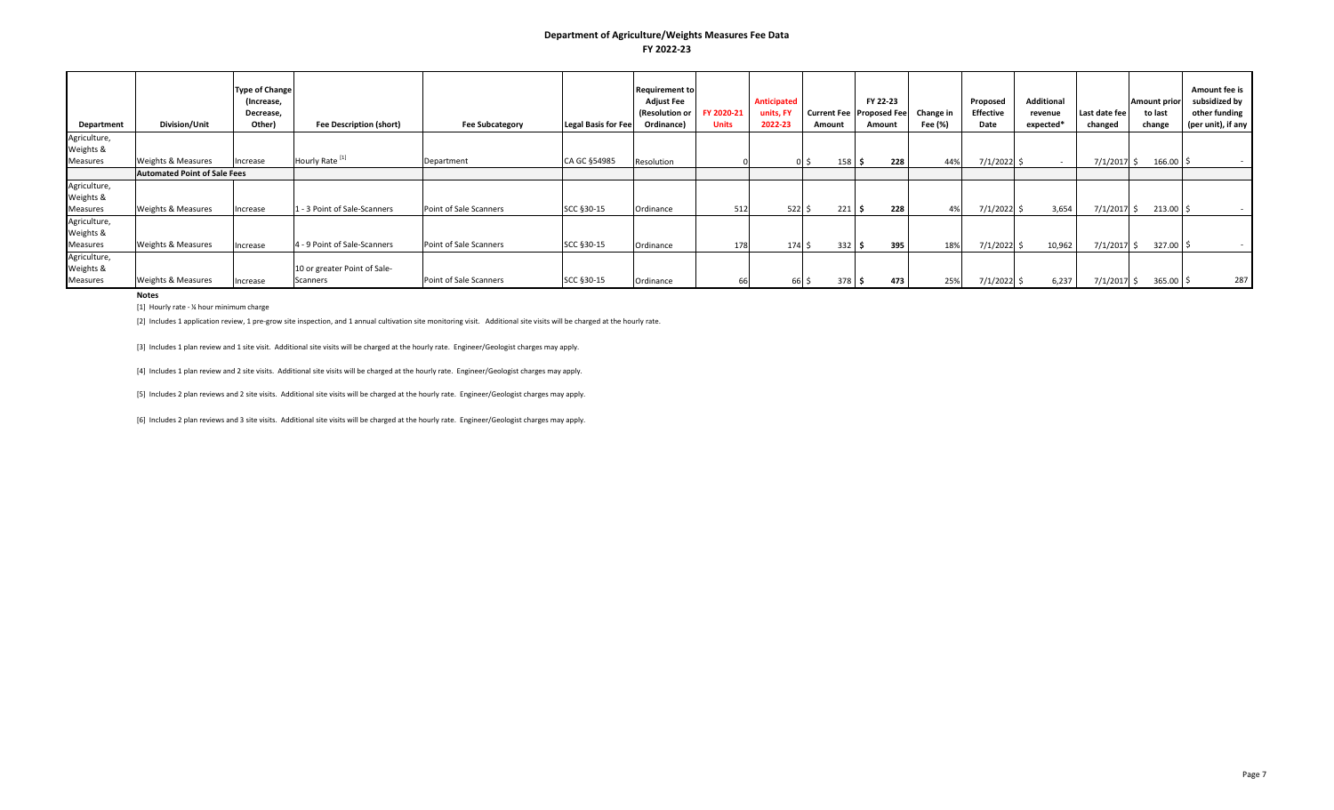# Department of Agriculture/Weights Measures Fee Data

## FY 2022-23

| Department | Division/Unit | Type of Change (Increase, Decrease, Other) | Fee Description (short) | Fee Subcategory | Legal Basis for Fee | Requirement to Adjust Fee (Resolution or Ordinance) | FY 2020-21 Units | Anticipated units, FY 2022-23 | Current Fee Amount | FY 22-23 Proposed Fee Amount | Change in Fee (%) | Proposed Effective Date | Additional revenue expected* | Last date fee changed | Amount prior to last change | Amount fee is subsidized by other funding (per unit), if any |
|---|---|---|---|---|---|---|---|---|---|---|---|---|---|---|---|---|
| Agriculture, Weights & Measures | Weights & Measures | Increase | Hourly Rate [1] | Department | CA GC §54985 | Resolution | 0 | 0 | $ 158 | $ 228 | 44% | 7/1/2022 | $ - | 7/1/2017 | $ 166.00 | $ - |
| | **Automated Point of Sale Fees** | | | | | | | | | | | | | | | |
| Agriculture, Weights & Measures | Weights & Measures | Increase | 1 - 3 Point of Sale-Scanners | Point of Sale Scanners | SCC §30-15 | Ordinance | 512 | 522 | $ 221 | $ 228 | 4% | 7/1/2022 | $ 3,654 | 7/1/2017 | $ 213.00 | $ - |
| Agriculture, Weights & Measures | Weights & Measures | Increase | 4 - 9 Point of Sale-Scanners | Point of Sale Scanners | SCC §30-15 | Ordinance | 178 | 174 | $ 332 | $ 395 | 18% | 7/1/2022 | $ 10,962 | 7/1/2017 | $ 327.00 | $ - |
| Agriculture, Weights & Measures | Weights & Measures | Increase | 10 or greater Point of Sale-Scanners | Point of Sale Scanners | SCC §30-15 | Ordinance | 66 | 66 | $ 378 | $ 473 | 25% | 7/1/2022 | $ 6,237 | 7/1/2017 | $ 365.00 | $ 287 |

**Notes**

[1] Hourly rate - ¼ hour minimum charge

[2] Includes 1 application review, 1 pre-grow site inspection, and 1 annual cultivation site monitoring visit. Additional site visits will be charged at the hourly rate.

[3] Includes 1 plan review and 1 site visit. Additional site visits will be charged at the hourly rate. Engineer/Geologist charges may apply.

[4] Includes 1 plan review and 2 site visits. Additional site visits will be charged at the hourly rate. Engineer/Geologist charges may apply.

[5] Includes 2 plan reviews and 2 site visits. Additional site visits will be charged at the hourly rate. Engineer/Geologist charges may apply.

[6] Includes 2 plan reviews and 3 site visits. Additional site visits will be charged at the hourly rate. Engineer/Geologist charges may apply.